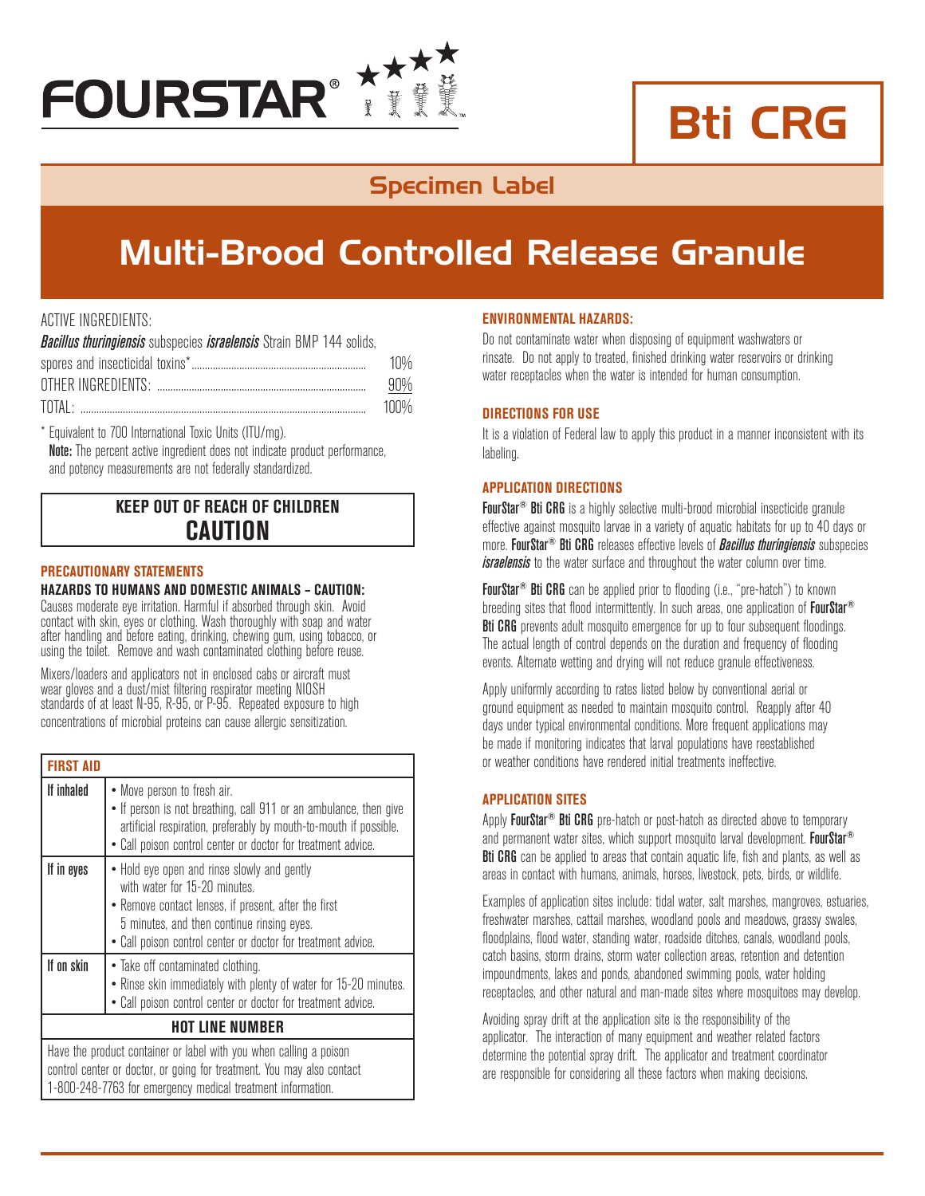# FOURSTAR®

# Bti CRG

## Specimen Label

# Multi-Brood Controlled Release Granule

ACTIVE INGREDIENTS:

| | |
|---|---|
| *Bacillus thuringiensis* subspecies *israelensis* Strain BMP 144 solids, spores and insecticidal toxins* | 10% |
| OTHER INGREDIENTS: | 90% |
| TOTAL: | 100% |

\* Equivalent to 700 International Toxic Units (ITU/mg).

**Note:** The percent active ingredient does not indicate product performance, and potency measurements are not federally standardized.

**KEEP OUT OF REACH OF CHILDREN**

**CAUTION**

### PRECAUTIONARY STATEMENTS

**HAZARDS TO HUMANS AND DOMESTIC ANIMALS – CAUTION:**
Causes moderate eye irritation. Harmful if absorbed through skin. Avoid contact with skin, eyes or clothing. Wash thoroughly with soap and water after handling and before eating, drinking, chewing gum, using tobacco, or using the toilet. Remove and wash contaminated clothing before reuse.

Mixers/loaders and applicators not in enclosed cabs or aircraft must wear gloves and a dust/mist filtering respirator meeting NIOSH standards of at least N-95, R-95, or P-95. Repeated exposure to high concentrations of microbial proteins can cause allergic sensitization.

| FIRST AID | |
|---|---|
| If inhaled | • Move person to fresh air.<br>• If person is not breathing, call 911 or an ambulance, then give artificial respiration, preferably by mouth-to-mouth if possible.<br>• Call poison control center or doctor for treatment advice. |
| If in eyes | • Hold eye open and rinse slowly and gently with water for 15-20 minutes.<br>• Remove contact lenses, if present, after the first 5 minutes, and then continue rinsing eyes.<br>• Call poison control center or doctor for treatment advice. |
| If on skin | • Take off contaminated clothing.<br>• Rinse skin immediately with plenty of water for 15-20 minutes.<br>• Call poison control center or doctor for treatment advice. |
| **HOT LINE NUMBER** | |
| Have the product container or label with you when calling a poison control center or doctor, or going for treatment. You may also contact 1-800-248-7763 for emergency medical treatment information. | |

### ENVIRONMENTAL HAZARDS:

Do not contaminate water when disposing of equipment washwaters or rinsate. Do not apply to treated, finished drinking water reservoirs or drinking water receptacles when the water is intended for human consumption.

### DIRECTIONS FOR USE

It is a violation of Federal law to apply this product in a manner inconsistent with its labeling.

### APPLICATION DIRECTIONS

**FourStar® Bti CRG** is a highly selective multi-brood microbial insecticide granule effective against mosquito larvae in a variety of aquatic habitats for up to 40 days or more. **FourStar® Bti CRG** releases effective levels of ***Bacillus thuringiensis*** subspecies ***israelensis*** to the water surface and throughout the water column over time.

**FourStar® Bti CRG** can be applied prior to flooding (i.e., "pre-hatch") to known breeding sites that flood intermittently. In such areas, one application of **FourStar® Bti CRG** prevents adult mosquito emergence for up to four subsequent floodings. The actual length of control depends on the duration and frequency of flooding events. Alternate wetting and drying will not reduce granule effectiveness.

Apply uniformly according to rates listed below by conventional aerial or ground equipment as needed to maintain mosquito control. Reapply after 40 days under typical environmental conditions. More frequent applications may be made if monitoring indicates that larval populations have reestablished or weather conditions have rendered initial treatments ineffective.

### APPLICATION SITES

Apply **FourStar® Bti CRG** pre-hatch or post-hatch as directed above to temporary and permanent water sites, which support mosquito larval development. **FourStar® Bti CRG** can be applied to areas that contain aquatic life, fish and plants, as well as areas in contact with humans, animals, horses, livestock, pets, birds, or wildlife.

Examples of application sites include: tidal water, salt marshes, mangroves, estuaries, freshwater marshes, cattail marshes, woodland pools and meadows, grassy swales, floodplains, flood water, standing water, roadside ditches, canals, woodland pools, catch basins, storm drains, storm water collection areas, retention and detention impoundments, lakes and ponds, abandoned swimming pools, water holding receptacles, and other natural and man-made sites where mosquitoes may develop.

Avoiding spray drift at the application site is the responsibility of the applicator. The interaction of many equipment and weather related factors determine the potential spray drift. The applicator and treatment coordinator are responsible for considering all these factors when making decisions.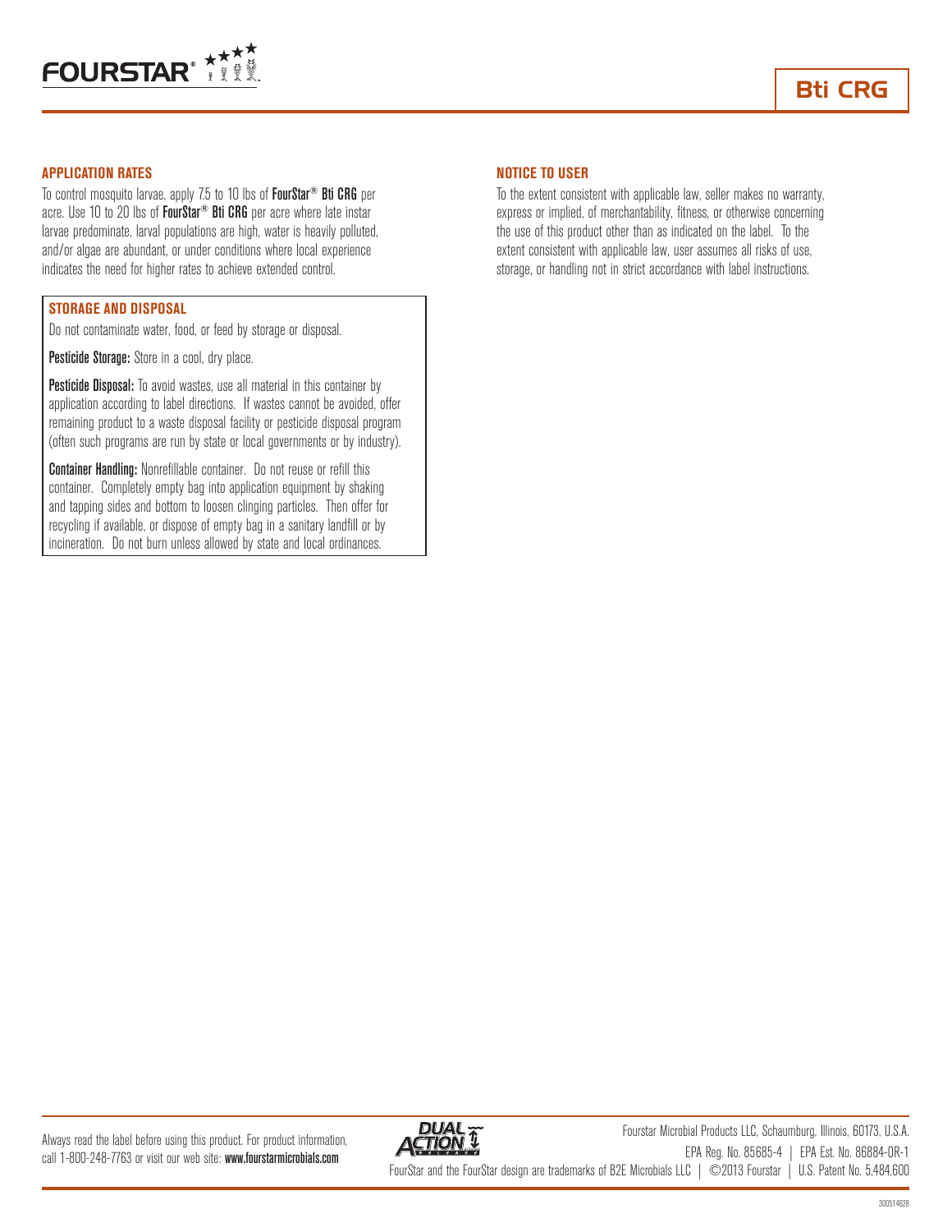# Bti CRG

## APPLICATION RATES

To control mosquito larvae, apply 7.5 to 10 lbs of **FourStar® Bti CRG** per acre. Use 10 to 20 lbs of **FourStar® Bti CRG** per acre where late instar larvae predominate, larval populations are high, water is heavily polluted, and/or algae are abundant, or under conditions where local experience indicates the need for higher rates to achieve extended control.

## STORAGE AND DISPOSAL

Do not contaminate water, food, or feed by storage or disposal.

**Pesticide Storage:** Store in a cool, dry place.

**Pesticide Disposal:** To avoid wastes, use all material in this container by application according to label directions. If wastes cannot be avoided, offer remaining product to a waste disposal facility or pesticide disposal program (often such programs are run by state or local governments or by industry).

**Container Handling:** Nonrefillable container. Do not reuse or refill this container. Completely empty bag into application equipment by shaking and tapping sides and bottom to loosen clinging particles. Then offer for recycling if available, or dispose of empty bag in a sanitary landfill or by incineration. Do not burn unless allowed by state and local ordinances.

## NOTICE TO USER

To the extent consistent with applicable law, seller makes no warranty, express or implied, of merchantability, fitness, or otherwise concerning the use of this product other than as indicated on the label. To the extent consistent with applicable law, user assumes all risks of use, storage, or handling not in strict accordance with label instructions.

---

Always read the label before using this product. For product information, call 1-800-248-7763 or visit our web site: **www.fourstarmicrobials.com**

Fourstar Microbial Products LLC, Schaumburg, Illinois, 60173, U.S.A.

EPA Reg. No. 85685-4 | EPA Est. No. 86884-OR-1

FourStar and the FourStar design are trademarks of B2E Microbials LLC | ©2013 Fourstar | U.S. Patent No. 5,484,600

300514628